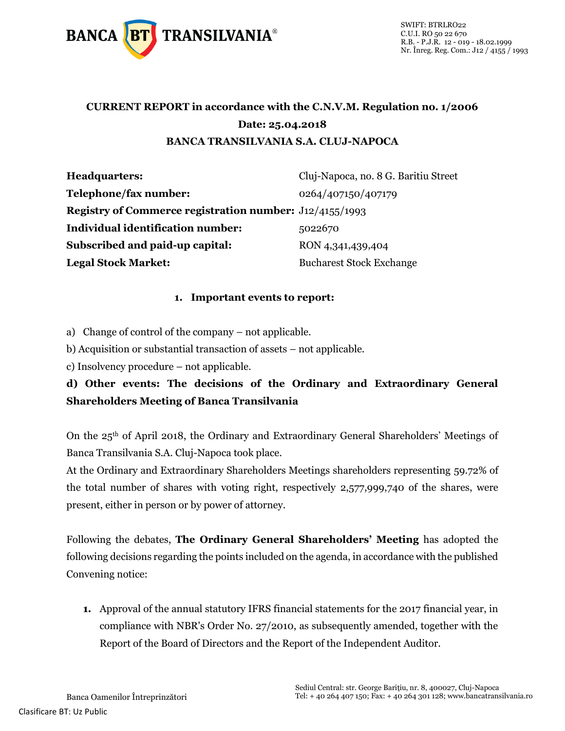# CURRENT REPORT in accordance with the C.N.V.M. Regulation no. 1/2006

**Date: 25.04.2018**

**BANCA TRANSILVANIA S.A. CLUJ-NAPOCA**

| | |
|---|---|
| **Headquarters:** | Cluj-Napoca, no. 8 G. Baritiu Street |
| **Telephone/fax number:** | 0264/407150/407179 |
| **Registry of Commerce registration number:** | J12/4155/1993 |
| **Individual identification number:** | 5022670 |
| **Subscribed and paid-up capital:** | RON 4,341,439,404 |
| **Legal Stock Market:** | Bucharest Stock Exchange |

## 1. Important events to report:

a) Change of control of the company – not applicable.

b) Acquisition or substantial transaction of assets – not applicable.

c) Insolvency procedure – not applicable.

**d) Other events: The decisions of the Ordinary and Extraordinary General Shareholders Meeting of Banca Transilvania**

On the 25th of April 2018, the Ordinary and Extraordinary General Shareholders' Meetings of Banca Transilvania S.A. Cluj-Napoca took place.

At the Ordinary and Extraordinary Shareholders Meetings shareholders representing 59.72% of the total number of shares with voting right, respectively 2,577,999,740 of the shares, were present, either in person or by power of attorney.

Following the debates, **The Ordinary General Shareholders' Meeting** has adopted the following decisions regarding the points included on the agenda, in accordance with the published Convening notice:

1. Approval of the annual statutory IFRS financial statements for the 2017 financial year, in compliance with NBR's Order No. 27/2010, as subsequently amended, together with the Report of the Board of Directors and the Report of the Independent Auditor.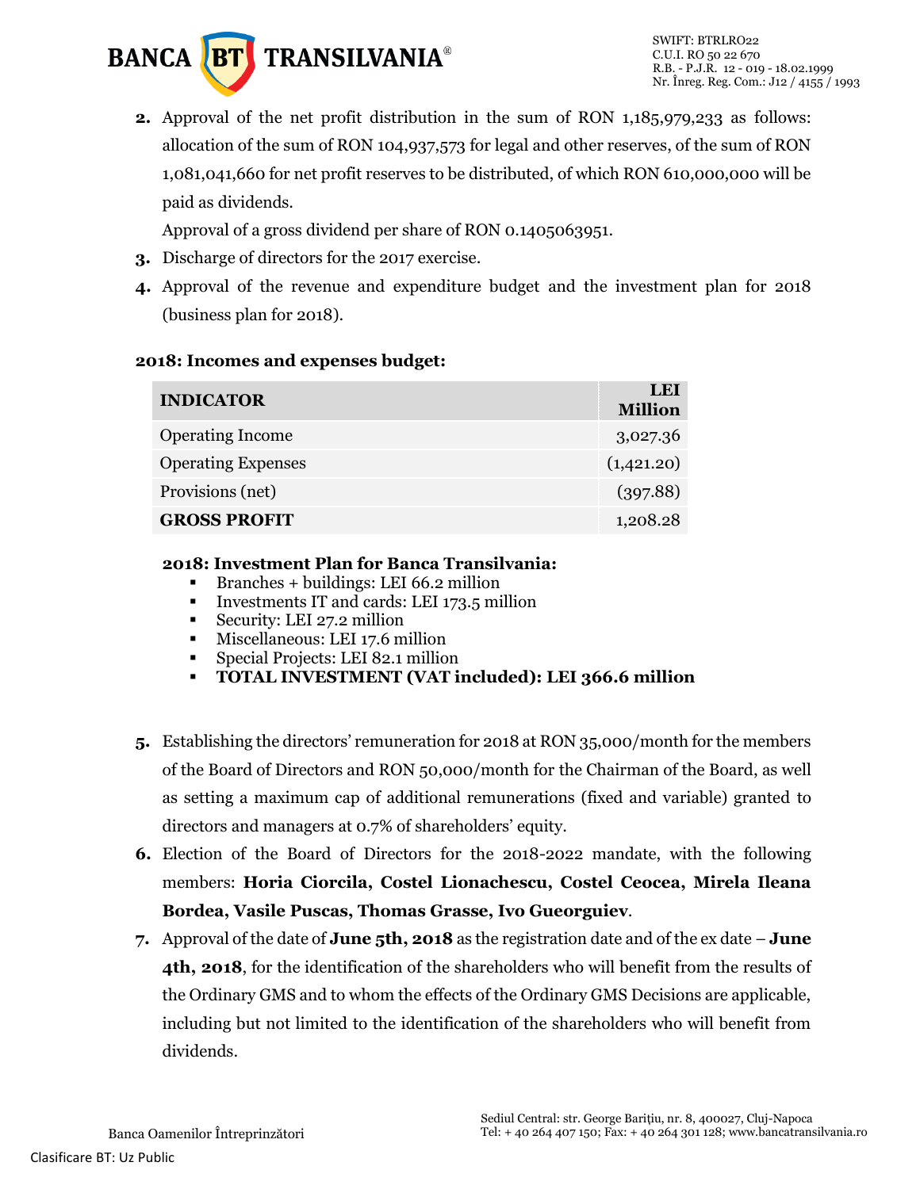2. Approval of the net profit distribution in the sum of RON 1,185,979,233 as follows: allocation of the sum of RON 104,937,573 for legal and other reserves, of the sum of RON 1,081,041,660 for net profit reserves to be distributed, of which RON 610,000,000 will be paid as dividends.

   Approval of a gross dividend per share of RON 0.1405063951.

3. Discharge of directors for the 2017 exercise.

4. Approval of the revenue and expenditure budget and the investment plan for 2018 (business plan for 2018).

**2018: Incomes and expenses budget:**

| INDICATOR | LEI Million |
|---|---|
| Operating Income | 3,027.36 |
| Operating Expenses | (1,421.20) |
| Provisions (net) | (397.88) |
| **GROSS PROFIT** | 1,208.28 |

**2018: Investment Plan for Banca Transilvania:**

- Branches + buildings: LEI 66.2 million
- Investments IT and cards: LEI 173.5 million
- Security: LEI 27.2 million
- Miscellaneous: LEI 17.6 million
- Special Projects: LEI 82.1 million
- **TOTAL INVESTMENT (VAT included): LEI 366.6 million**

5. Establishing the directors' remuneration for 2018 at RON 35,000/month for the members of the Board of Directors and RON 50,000/month for the Chairman of the Board, as well as setting a maximum cap of additional remunerations (fixed and variable) granted to directors and managers at 0.7% of shareholders' equity.

6. Election of the Board of Directors for the 2018-2022 mandate, with the following members: **Horia Ciorcila, Costel Lionachescu, Costel Ceocea, Mirela Ileana Bordea, Vasile Puscas, Thomas Grasse, Ivo Gueorguiev**.

7. Approval of the date of **June 5th, 2018** as the registration date and of the ex date – **June 4th, 2018**, for the identification of the shareholders who will benefit from the results of the Ordinary GMS and to whom the effects of the Ordinary GMS Decisions are applicable, including but not limited to the identification of the shareholders who will benefit from dividends.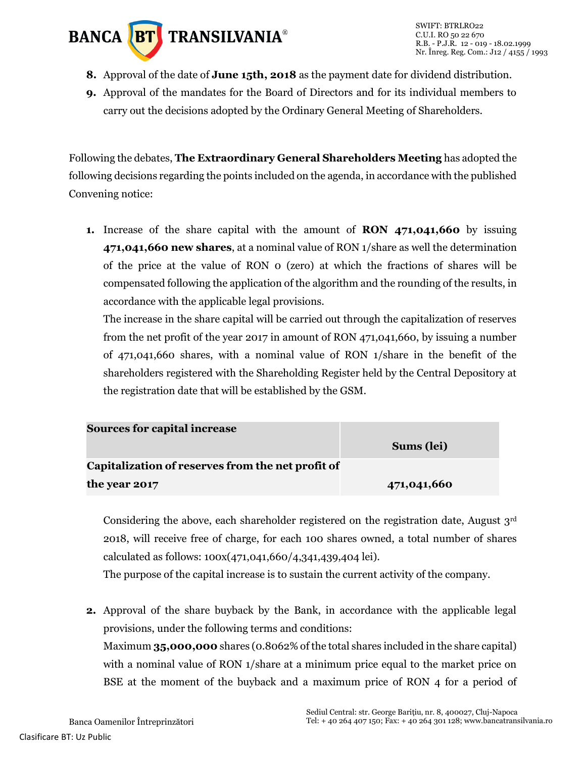8. Approval of the date of **June 15th, 2018** as the payment date for dividend distribution.
9. Approval of the mandates for the Board of Directors and for its individual members to carry out the decisions adopted by the Ordinary General Meeting of Shareholders.

Following the debates, **The Extraordinary General Shareholders Meeting** has adopted the following decisions regarding the points included on the agenda, in accordance with the published Convening notice:

1. Increase of the share capital with the amount of **RON 471,041,660** by issuing **471,041,660 new shares**, at a nominal value of RON 1/share as well the determination of the price at the value of RON 0 (zero) at which the fractions of shares will be compensated following the application of the algorithm and the rounding of the results, in accordance with the applicable legal provisions.

   The increase in the share capital will be carried out through the capitalization of reserves from the net profit of the year 2017 in amount of RON 471,041,660, by issuing a number of 471,041,660 shares, with a nominal value of RON 1/share in the benefit of the shareholders registered with the Shareholding Register held by the Central Depository at the registration date that will be established by the GSM.

| **Sources for capital increase** | **Sums (lei)** |
|---|---|
| **Capitalization of reserves from the net profit of the year 2017** | **471,041,660** |

   Considering the above, each shareholder registered on the registration date, August 3rd 2018, will receive free of charge, for each 100 shares owned, a total number of shares calculated as follows: 100x(471,041,660/4,341,439,404 lei).

   The purpose of the capital increase is to sustain the current activity of the company.

2. Approval of the share buyback by the Bank, in accordance with the applicable legal provisions, under the following terms and conditions:

   Maximum **35,000,000** shares (0.8062% of the total shares included in the share capital) with a nominal value of RON 1/share at a minimum price equal to the market price on BSE at the moment of the buyback and a maximum price of RON 4 for a period of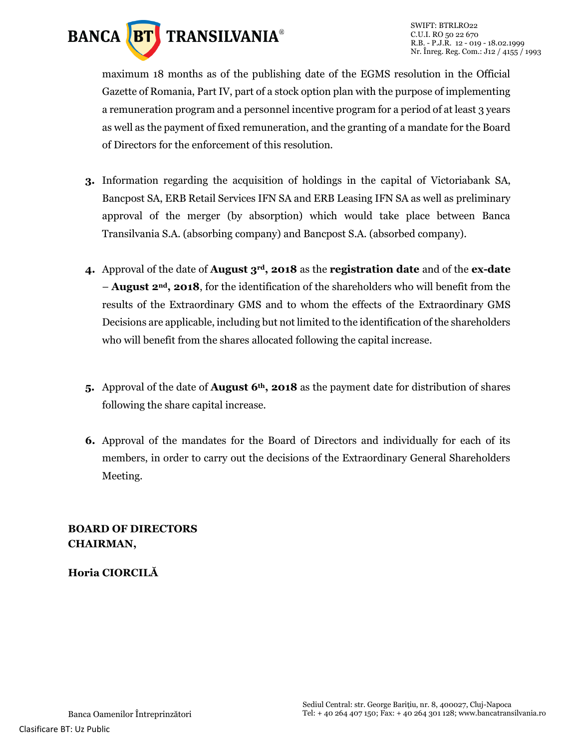maximum 18 months as of the publishing date of the EGMS resolution in the Official Gazette of Romania, Part IV, part of a stock option plan with the purpose of implementing a remuneration program and a personnel incentive program for a period of at least 3 years as well as the payment of fixed remuneration, and the granting of a mandate for the Board of Directors for the enforcement of this resolution.

3. Information regarding the acquisition of holdings in the capital of Victoriabank SA, Bancpost SA, ERB Retail Services IFN SA and ERB Leasing IFN SA as well as preliminary approval of the merger (by absorption) which would take place between Banca Transilvania S.A. (absorbing company) and Bancpost S.A. (absorbed company).

4. Approval of the date of **August 3rd, 2018** as the **registration date** and of the **ex-date** – **August 2nd, 2018**, for the identification of the shareholders who will benefit from the results of the Extraordinary GMS and to whom the effects of the Extraordinary GMS Decisions are applicable, including but not limited to the identification of the shareholders who will benefit from the shares allocated following the capital increase.

5. Approval of the date of **August 6th, 2018** as the payment date for distribution of shares following the share capital increase.

6. Approval of the mandates for the Board of Directors and individually for each of its members, in order to carry out the decisions of the Extraordinary General Shareholders Meeting.

**BOARD OF DIRECTORS**
**CHAIRMAN,**

**Horia CIORCILĂ**